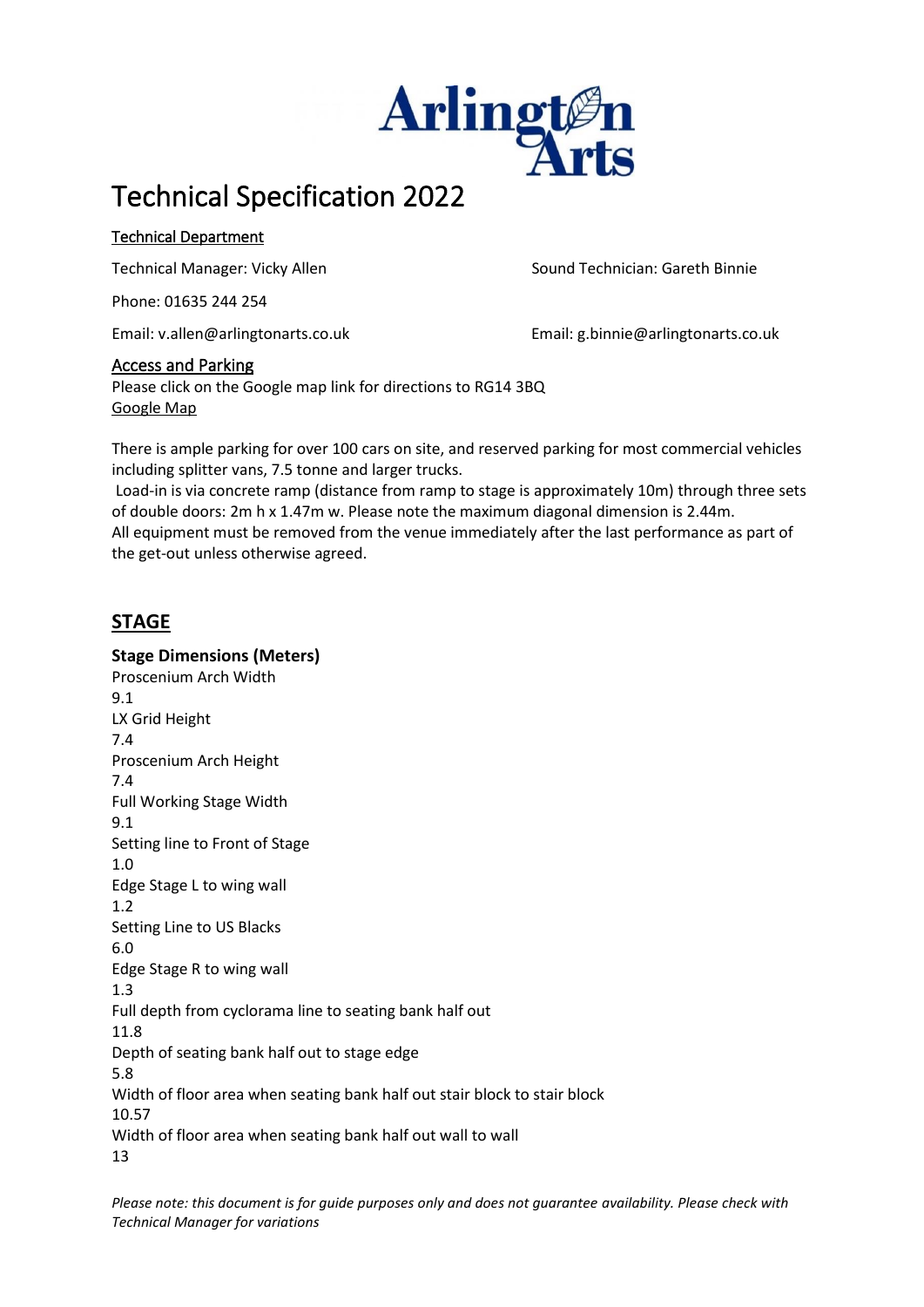# Technical Specification 2022

Technical Department

Technical Manager: Vicky Allen

Phone: 01635 244 254

Email: v.allen@arlingtonarts.co.uk

Sound Technician: Gareth Binnie

Email: g.binnie@arlingtonarts.co.uk

Access and Parking

Please click on the Google map link for directions to RG14 3BQ
Google Map

There is ample parking for over 100 cars on site, and reserved parking for most commercial vehicles including splitter vans, 7.5 tonne and larger trucks.
Load-in is via concrete ramp (distance from ramp to stage is approximately 10m) through three sets of double doors: 2m h x 1.47m w. Please note the maximum diagonal dimension is 2.44m.
All equipment must be removed from the venue immediately after the last performance as part of the get-out unless otherwise agreed.

## STAGE

### Stage Dimensions (Meters)

Proscenium Arch Width
9.1
LX Grid Height
7.4
Proscenium Arch Height
7.4
Full Working Stage Width
9.1
Setting line to Front of Stage
1.0
Edge Stage L to wing wall
1.2
Setting Line to US Blacks
6.0
Edge Stage R to wing wall
1.3
Full depth from cyclorama line to seating bank half out
11.8
Depth of seating bank half out to stage edge
5.8
Width of floor area when seating bank half out stair block to stair block
10.57
Width of floor area when seating bank half out wall to wall
13

*Please note: this document is for guide purposes only and does not guarantee availability. Please check with Technical Manager for variations*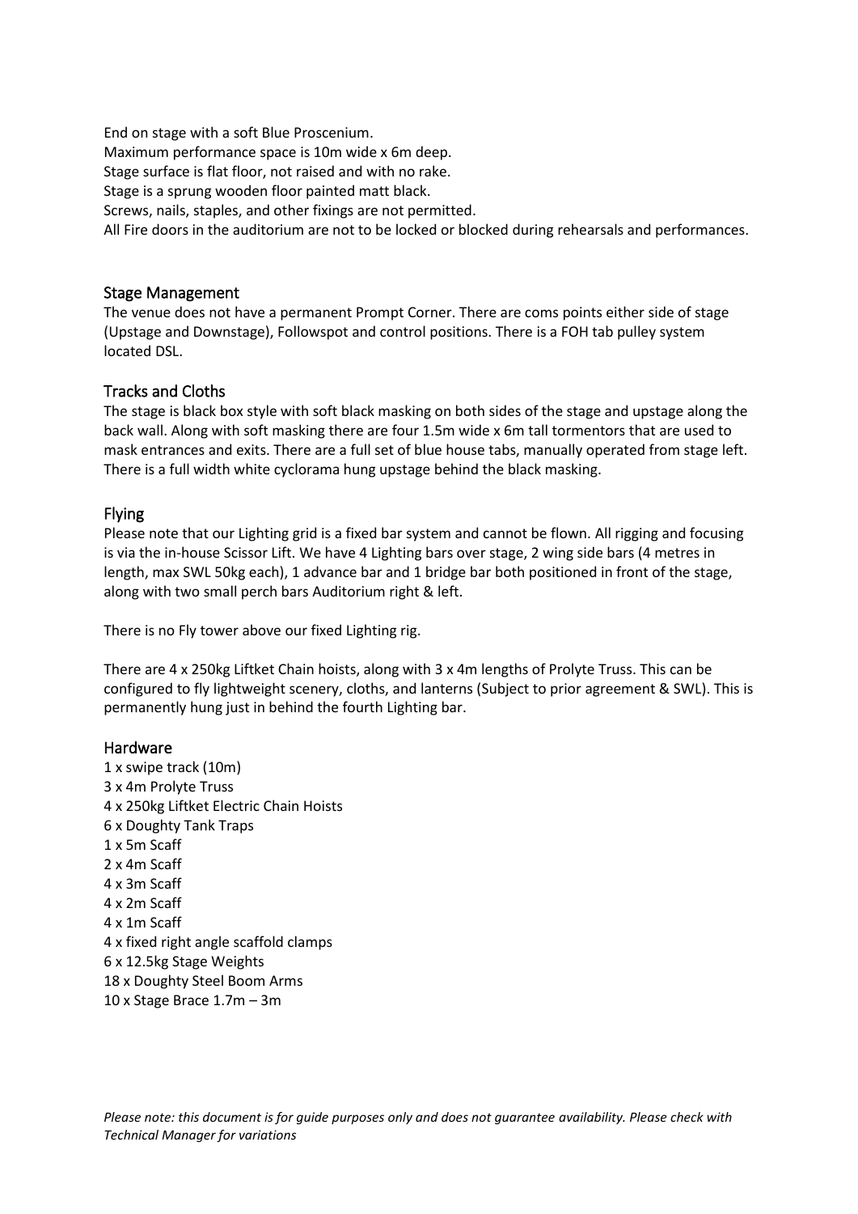End on stage with a soft Blue Proscenium.
Maximum performance space is 10m wide x 6m deep.
Stage surface is flat floor, not raised and with no rake.
Stage is a sprung wooden floor painted matt black.
Screws, nails, staples, and other fixings are not permitted.
All Fire doors in the auditorium are not to be locked or blocked during rehearsals and performances.

## Stage Management

The venue does not have a permanent Prompt Corner. There are coms points either side of stage (Upstage and Downstage), Followspot and control positions. There is a FOH tab pulley system located DSL.

## Tracks and Cloths

The stage is black box style with soft black masking on both sides of the stage and upstage along the back wall. Along with soft masking there are four 1.5m wide x 6m tall tormentors that are used to mask entrances and exits. There are a full set of blue house tabs, manually operated from stage left. There is a full width white cyclorama hung upstage behind the black masking.

## Flying

Please note that our Lighting grid is a fixed bar system and cannot be flown. All rigging and focusing is via the in-house Scissor Lift. We have 4 Lighting bars over stage, 2 wing side bars (4 metres in length, max SWL 50kg each), 1 advance bar and 1 bridge bar both positioned in front of the stage, along with two small perch bars Auditorium right & left.

There is no Fly tower above our fixed Lighting rig.

There are 4 x 250kg Liftket Chain hoists, along with 3 x 4m lengths of Prolyte Truss. This can be configured to fly lightweight scenery, cloths, and lanterns (Subject to prior agreement & SWL). This is permanently hung just in behind the fourth Lighting bar.

## Hardware

1 x swipe track (10m)
3 x 4m Prolyte Truss
4 x 250kg Liftket Electric Chain Hoists
6 x Doughty Tank Traps
1 x 5m Scaff
2 x 4m Scaff
4 x 3m Scaff
4 x 2m Scaff
4 x 1m Scaff
4 x fixed right angle scaffold clamps
6 x 12.5kg Stage Weights
18 x Doughty Steel Boom Arms
10 x Stage Brace 1.7m – 3m

*Please note: this document is for guide purposes only and does not guarantee availability. Please check with Technical Manager for variations*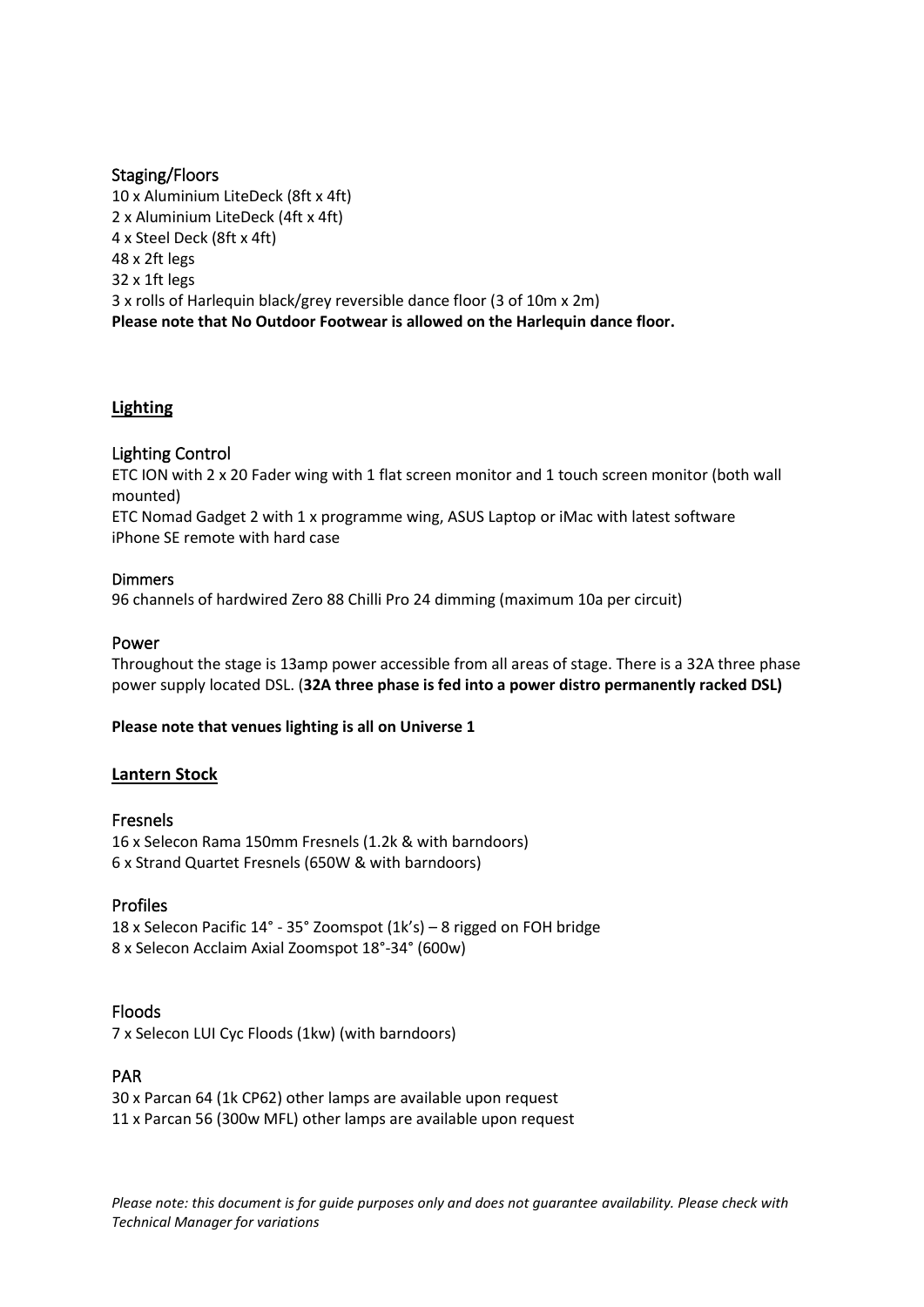### Staging/Floors

10 x Aluminium LiteDeck (8ft x 4ft)
2 x Aluminium LiteDeck (4ft x 4ft)
4 x Steel Deck (8ft x 4ft)
48 x 2ft legs
32 x 1ft legs
3 x rolls of Harlequin black/grey reversible dance floor (3 of 10m x 2m)
**Please note that No Outdoor Footwear is allowed on the Harlequin dance floor.**

## Lighting

### Lighting Control

ETC ION with 2 x 20 Fader wing with 1 flat screen monitor and 1 touch screen monitor (both wall mounted)
ETC Nomad Gadget 2 with 1 x programme wing, ASUS Laptop or iMac with latest software
iPhone SE remote with hard case

### Dimmers

96 channels of hardwired Zero 88 Chilli Pro 24 dimming (maximum 10a per circuit)

### Power

Throughout the stage is 13amp power accessible from all areas of stage. There is a 32A three phase power supply located DSL. (**32A three phase is fed into a power distro permanently racked DSL)**

**Please note that venues lighting is all on Universe 1**

## Lantern Stock

### Fresnels

16 x Selecon Rama 150mm Fresnels (1.2k & with barndoors)
6 x Strand Quartet Fresnels (650W & with barndoors)

### Profiles

18 x Selecon Pacific 14° - 35° Zoomspot (1k's) – 8 rigged on FOH bridge
8 x Selecon Acclaim Axial Zoomspot 18°-34° (600w)

### Floods

7 x Selecon LUI Cyc Floods (1kw) (with barndoors)

### PAR

30 x Parcan 64 (1k CP62) other lamps are available upon request
11 x Parcan 56 (300w MFL) other lamps are available upon request

*Please note: this document is for guide purposes only and does not guarantee availability. Please check with Technical Manager for variations*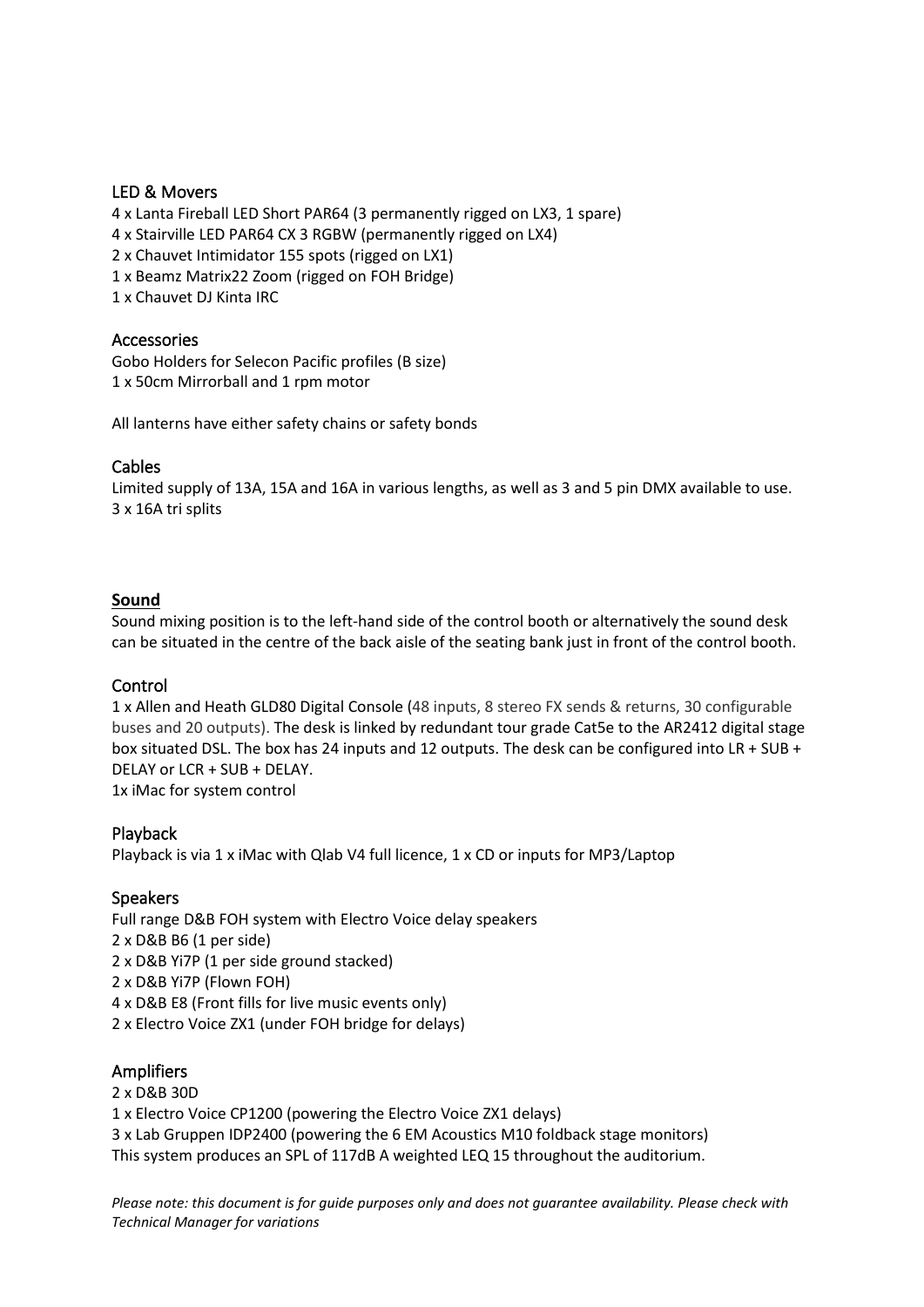### LED & Movers

4 x Lanta Fireball LED Short PAR64 (3 permanently rigged on LX3, 1 spare)
4 x Stairville LED PAR64 CX 3 RGBW (permanently rigged on LX4)
2 x Chauvet Intimidator 155 spots (rigged on LX1)
1 x Beamz Matrix22 Zoom (rigged on FOH Bridge)
1 x Chauvet DJ Kinta IRC

### Accessories

Gobo Holders for Selecon Pacific profiles (B size)
1 x 50cm Mirrorball and 1 rpm motor

All lanterns have either safety chains or safety bonds

### Cables

Limited supply of 13A, 15A and 16A in various lengths, as well as 3 and 5 pin DMX available to use.
3 x 16A tri splits

## Sound

Sound mixing position is to the left-hand side of the control booth or alternatively the sound desk can be situated in the centre of the back aisle of the seating bank just in front of the control booth.

### Control

1 x Allen and Heath GLD80 Digital Console (48 inputs, 8 stereo FX sends & returns, 30 configurable buses and 20 outputs). The desk is linked by redundant tour grade Cat5e to the AR2412 digital stage box situated DSL. The box has 24 inputs and 12 outputs. The desk can be configured into LR + SUB + DELAY or LCR + SUB + DELAY.
1x iMac for system control

### Playback

Playback is via 1 x iMac with Qlab V4 full licence, 1 x CD or inputs for MP3/Laptop

### Speakers

Full range D&B FOH system with Electro Voice delay speakers
2 x D&B B6 (1 per side)
2 x D&B Yi7P (1 per side ground stacked)
2 x D&B Yi7P (Flown FOH)
4 x D&B E8 (Front fills for live music events only)
2 x Electro Voice ZX1 (under FOH bridge for delays)

### Amplifiers

2 x D&B 30D
1 x Electro Voice CP1200 (powering the Electro Voice ZX1 delays)
3 x Lab Gruppen IDP2400 (powering the 6 EM Acoustics M10 foldback stage monitors)
This system produces an SPL of 117dB A weighted LEQ 15 throughout the auditorium.

*Please note: this document is for guide purposes only and does not guarantee availability. Please check with Technical Manager for variations*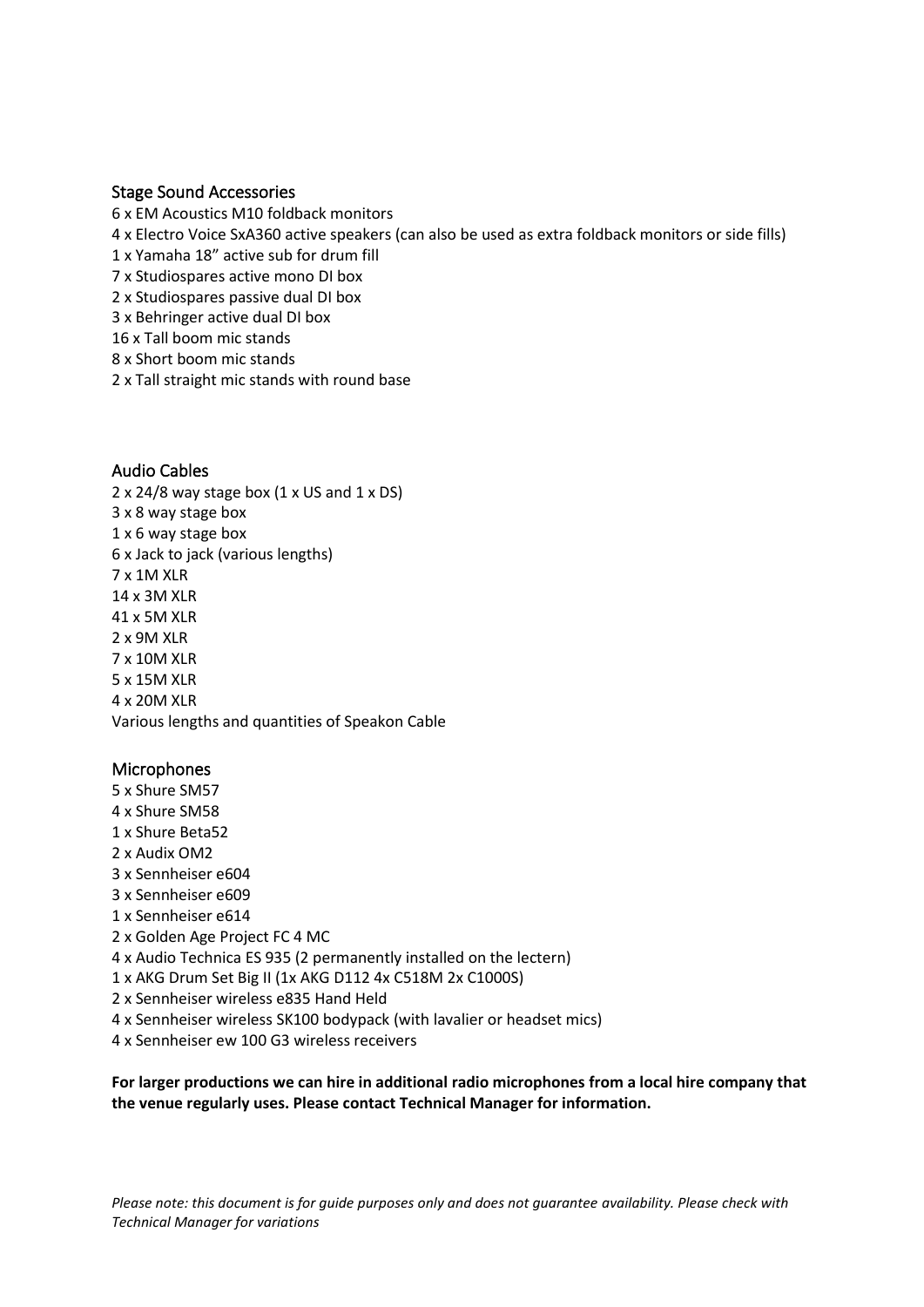## Stage Sound Accessories

6 x EM Acoustics M10 foldback monitors
4 x Electro Voice SxA360 active speakers (can also be used as extra foldback monitors or side fills)
1 x Yamaha 18" active sub for drum fill
7 x Studiospares active mono DI box
2 x Studiospares passive dual DI box
3 x Behringer active dual DI box
16 x Tall boom mic stands
8 x Short boom mic stands
2 x Tall straight mic stands with round base

## Audio Cables

2 x 24/8 way stage box (1 x US and 1 x DS)
3 x 8 way stage box
1 x 6 way stage box
6 x Jack to jack (various lengths)
7 x 1M XLR
14 x 3M XLR
41 x 5M XLR
2 x 9M XLR
7 x 10M XLR
5 x 15M XLR
4 x 20M XLR
Various lengths and quantities of Speakon Cable

## Microphones

5 x Shure SM57
4 x Shure SM58
1 x Shure Beta52
2 x Audix OM2
3 x Sennheiser e604
3 x Sennheiser e609
1 x Sennheiser e614
2 x Golden Age Project FC 4 MC
4 x Audio Technica ES 935 (2 permanently installed on the lectern)
1 x AKG Drum Set Big II (1x AKG D112 4x C518M 2x C1000S)
2 x Sennheiser wireless e835 Hand Held
4 x Sennheiser wireless SK100 bodypack (with lavalier or headset mics)
4 x Sennheiser ew 100 G3 wireless receivers

**For larger productions we can hire in additional radio microphones from a local hire company that the venue regularly uses. Please contact Technical Manager for information.**

*Please note: this document is for guide purposes only and does not guarantee availability. Please check with Technical Manager for variations*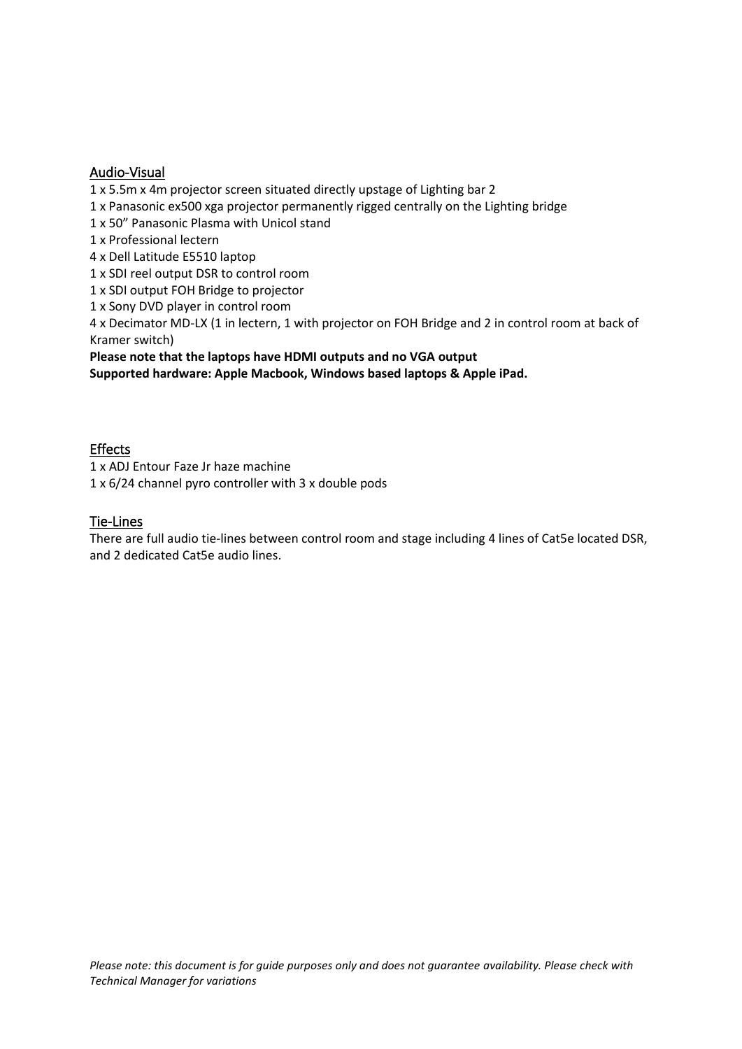## Audio-Visual

1 x 5.5m x 4m projector screen situated directly upstage of Lighting bar 2
1 x Panasonic ex500 xga projector permanently rigged centrally on the Lighting bridge
1 x 50" Panasonic Plasma with Unicol stand
1 x Professional lectern
4 x Dell Latitude E5510 laptop
1 x SDI reel output DSR to control room
1 x SDI output FOH Bridge to projector
1 x Sony DVD player in control room
4 x Decimator MD-LX (1 in lectern, 1 with projector on FOH Bridge and 2 in control room at back of Kramer switch)
**Please note that the laptops have HDMI outputs and no VGA output**
**Supported hardware: Apple Macbook, Windows based laptops & Apple iPad.**

## Effects

1 x ADJ Entour Faze Jr haze machine
1 x 6/24 channel pyro controller with 3 x double pods

## Tie-Lines

There are full audio tie-lines between control room and stage including 4 lines of Cat5e located DSR, and 2 dedicated Cat5e audio lines.

*Please note: this document is for guide purposes only and does not guarantee availability. Please check with Technical Manager for variations*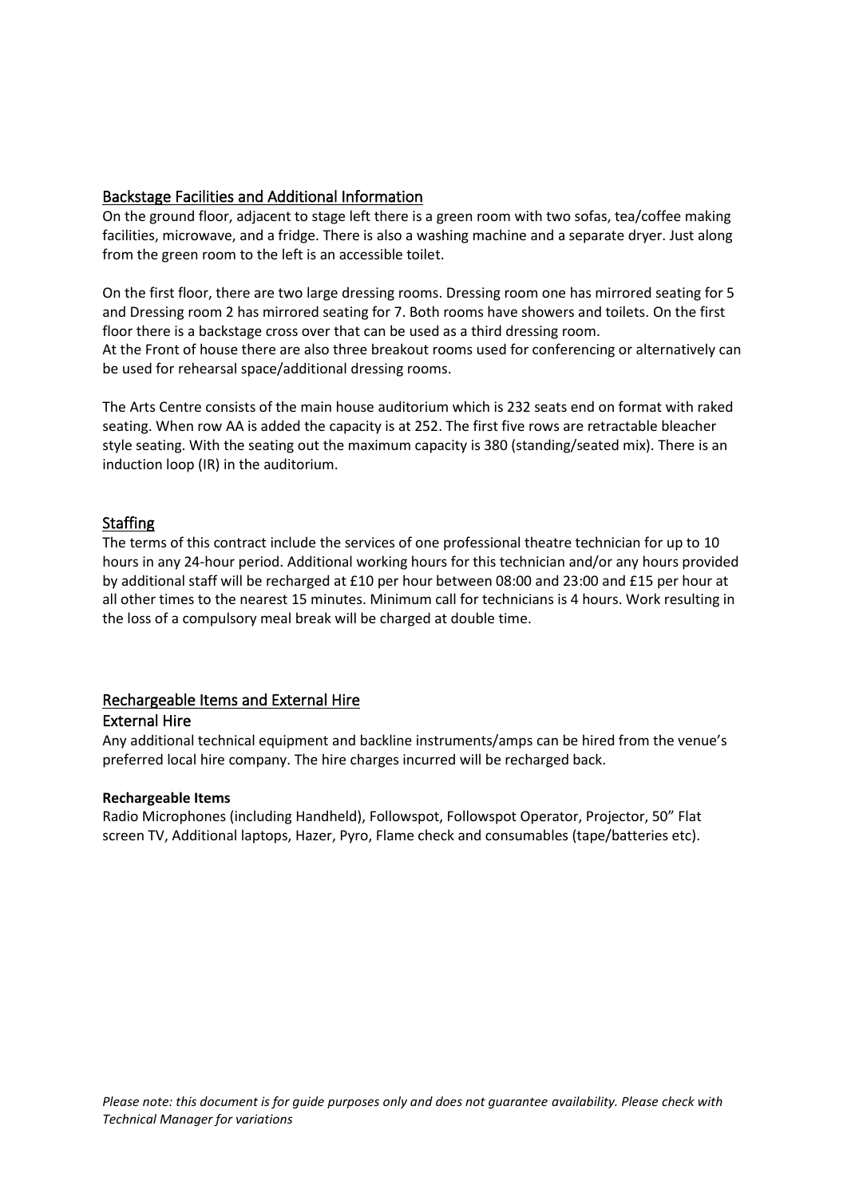## Backstage Facilities and Additional Information

On the ground floor, adjacent to stage left there is a green room with two sofas, tea/coffee making facilities, microwave, and a fridge. There is also a washing machine and a separate dryer. Just along from the green room to the left is an accessible toilet.

On the first floor, there are two large dressing rooms. Dressing room one has mirrored seating for 5 and Dressing room 2 has mirrored seating for 7. Both rooms have showers and toilets. On the first floor there is a backstage cross over that can be used as a third dressing room.
At the Front of house there are also three breakout rooms used for conferencing or alternatively can be used for rehearsal space/additional dressing rooms.

The Arts Centre consists of the main house auditorium which is 232 seats end on format with raked seating. When row AA is added the capacity is at 252. The first five rows are retractable bleacher style seating. With the seating out the maximum capacity is 380 (standing/seated mix). There is an induction loop (IR) in the auditorium.

## Staffing

The terms of this contract include the services of one professional theatre technician for up to 10 hours in any 24-hour period. Additional working hours for this technician and/or any hours provided by additional staff will be recharged at £10 per hour between 08:00 and 23:00 and £15 per hour at all other times to the nearest 15 minutes. Minimum call for technicians is 4 hours. Work resulting in the loss of a compulsory meal break will be charged at double time.

## Rechargeable Items and External Hire

### External Hire

Any additional technical equipment and backline instruments/amps can be hired from the venue's preferred local hire company. The hire charges incurred will be recharged back.

**Rechargeable Items**

Radio Microphones (including Handheld), Followspot, Followspot Operator, Projector, 50" Flat screen TV, Additional laptops, Hazer, Pyro, Flame check and consumables (tape/batteries etc).

*Please note: this document is for guide purposes only and does not guarantee availability. Please check with Technical Manager for variations*